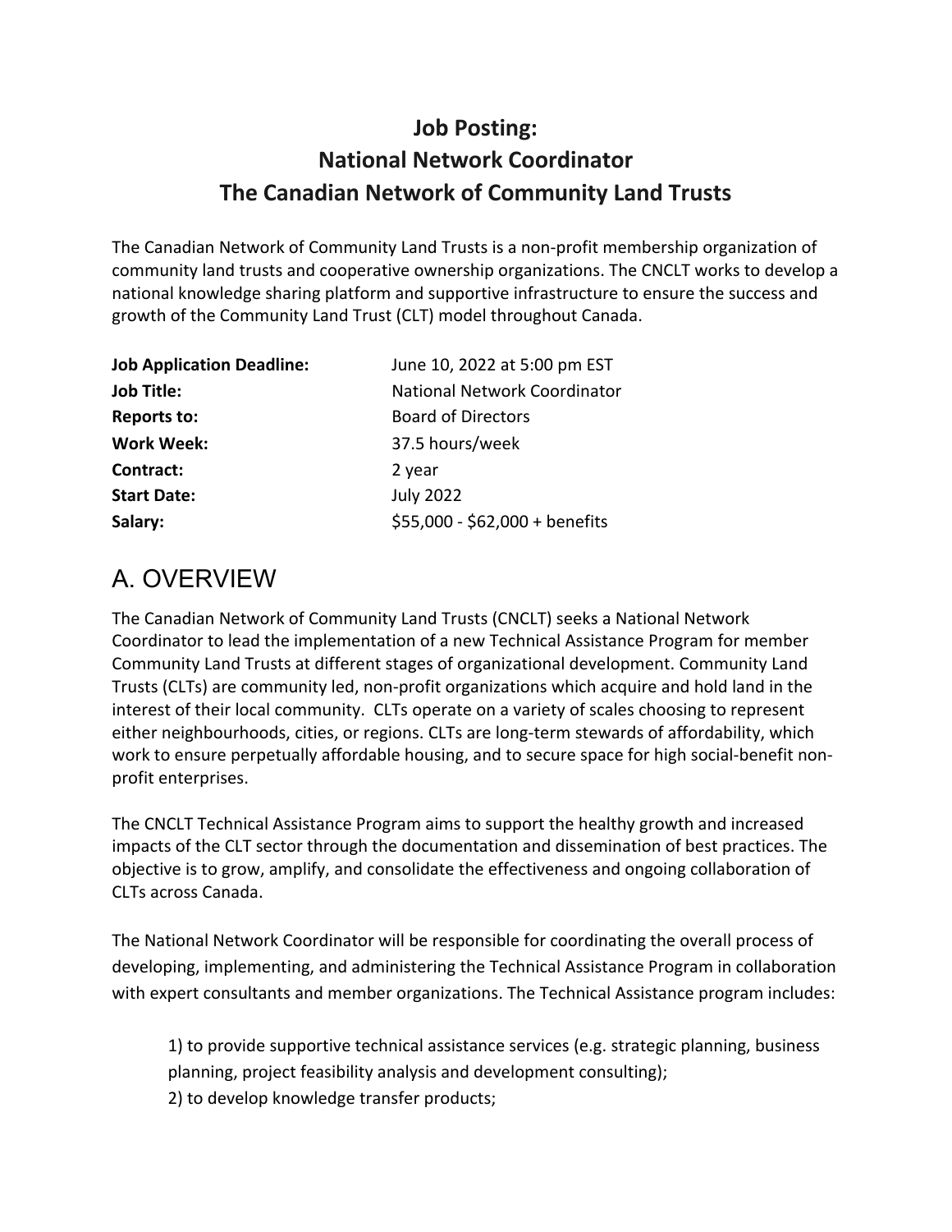# Job Posting:
# National Network Coordinator
# The Canadian Network of Community Land Trusts

The Canadian Network of Community Land Trusts is a non-profit membership organization of community land trusts and cooperative ownership organizations. The CNCLT works to develop a national knowledge sharing platform and supportive infrastructure to ensure the success and growth of the Community Land Trust (CLT) model throughout Canada.

| | |
|---|---|
| **Job Application Deadline:** | June 10, 2022 at 5:00 pm EST |
| **Job Title:** | National Network Coordinator |
| **Reports to:** | Board of Directors |
| **Work Week:** | 37.5 hours/week |
| **Contract:** | 2 year |
| **Start Date:** | July 2022 |
| **Salary:** | $55,000 - $62,000 + benefits |

## A. OVERVIEW

The Canadian Network of Community Land Trusts (CNCLT) seeks a National Network Coordinator to lead the implementation of a new Technical Assistance Program for member Community Land Trusts at different stages of organizational development. Community Land Trusts (CLTs) are community led, non-profit organizations which acquire and hold land in the interest of their local community. CLTs operate on a variety of scales choosing to represent either neighbourhoods, cities, or regions. CLTs are long-term stewards of affordability, which work to ensure perpetually affordable housing, and to secure space for high social-benefit non-profit enterprises.

The CNCLT Technical Assistance Program aims to support the healthy growth and increased impacts of the CLT sector through the documentation and dissemination of best practices. The objective is to grow, amplify, and consolidate the effectiveness and ongoing collaboration of CLTs across Canada.

The National Network Coordinator will be responsible for coordinating the overall process of developing, implementing, and administering the Technical Assistance Program in collaboration with expert consultants and member organizations. The Technical Assistance program includes:

1) to provide supportive technical assistance services (e.g. strategic planning, business planning, project feasibility analysis and development consulting);
2) to develop knowledge transfer products;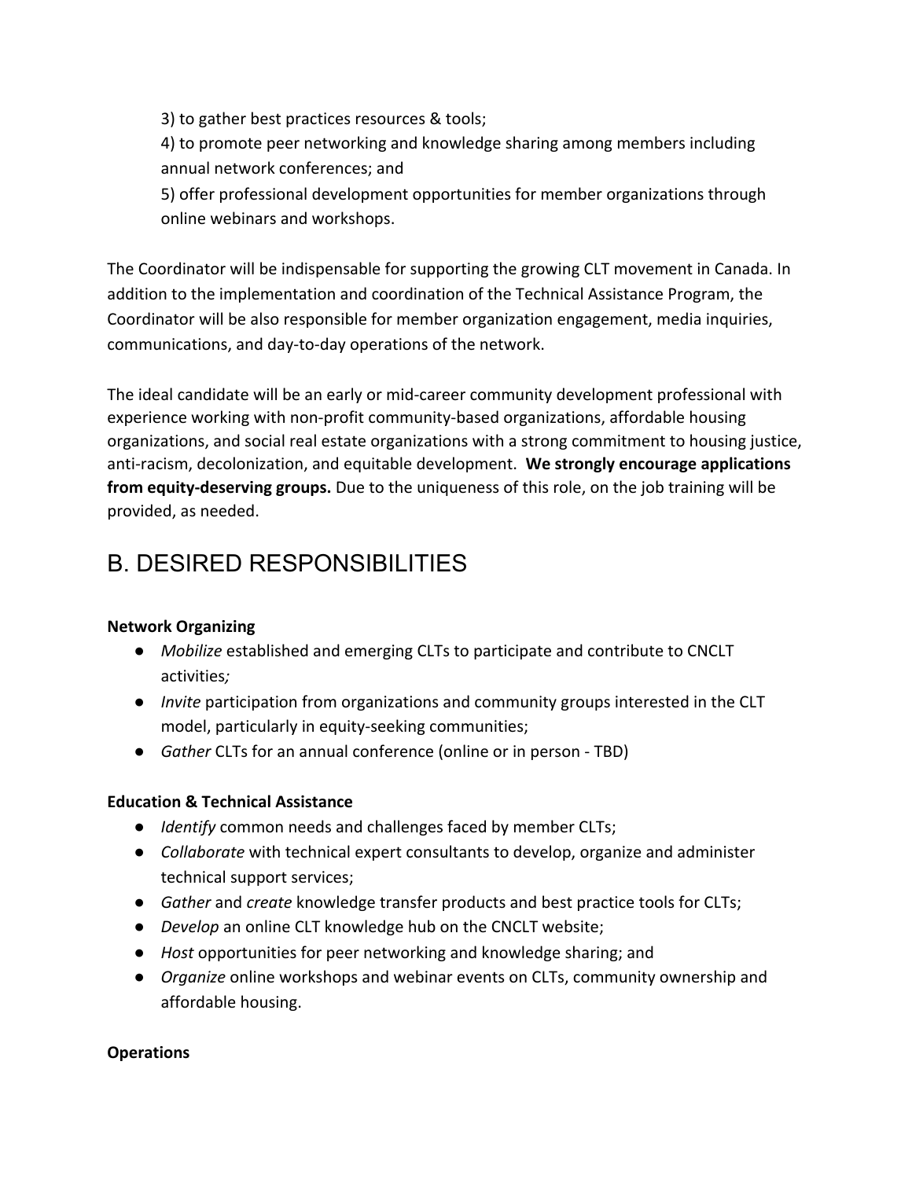3) to gather best practices resources & tools;
4) to promote peer networking and knowledge sharing among members including annual network conferences; and
5) offer professional development opportunities for member organizations through online webinars and workshops.

The Coordinator will be indispensable for supporting the growing CLT movement in Canada. In addition to the implementation and coordination of the Technical Assistance Program, the Coordinator will be also responsible for member organization engagement, media inquiries, communications, and day-to-day operations of the network.

The ideal candidate will be an early or mid-career community development professional with experience working with non-profit community-based organizations, affordable housing organizations, and social real estate organizations with a strong commitment to housing justice, anti-racism, decolonization, and equitable development. **We strongly encourage applications from equity-deserving groups.** Due to the uniqueness of this role, on the job training will be provided, as needed.

# B. DESIRED RESPONSIBILITIES

**Network Organizing**

- *Mobilize* established and emerging CLTs to participate and contribute to CNCLT activities*;*
- *Invite* participation from organizations and community groups interested in the CLT model, particularly in equity-seeking communities;
- *Gather* CLTs for an annual conference (online or in person - TBD)

**Education & Technical Assistance**

- *Identify* common needs and challenges faced by member CLTs;
- *Collaborate* with technical expert consultants to develop, organize and administer technical support services;
- *Gather* and *create* knowledge transfer products and best practice tools for CLTs;
- *Develop* an online CLT knowledge hub on the CNCLT website;
- *Host* opportunities for peer networking and knowledge sharing; and
- *Organize* online workshops and webinar events on CLTs, community ownership and affordable housing.

**Operations**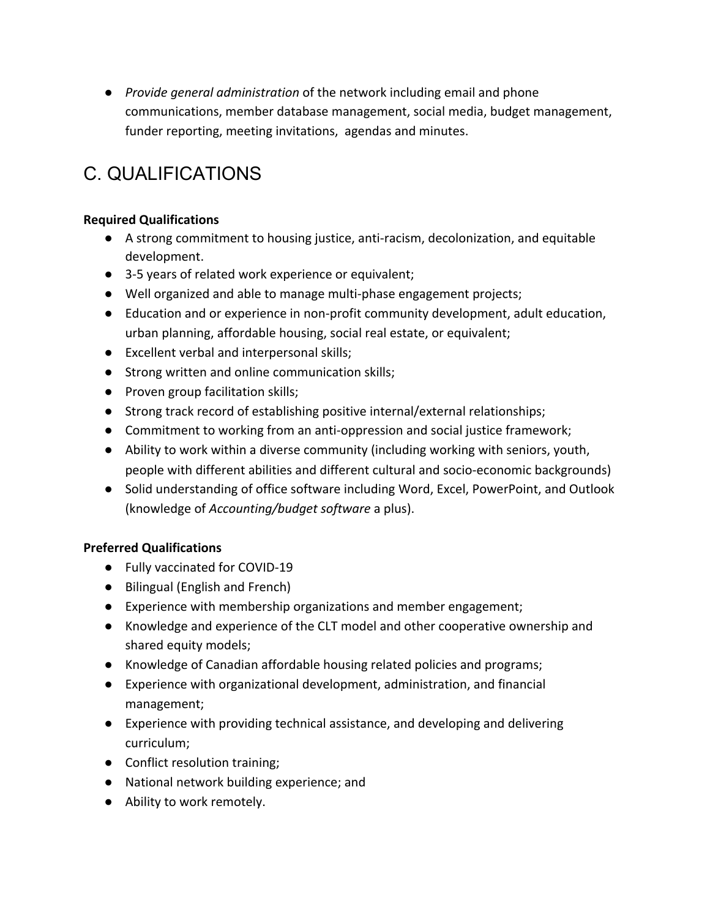- *Provide general administration* of the network including email and phone communications, member database management, social media, budget management, funder reporting, meeting invitations,  agendas and minutes.

## C. QUALIFICATIONS

**Required Qualifications**

- A strong commitment to housing justice, anti-racism, decolonization, and equitable development.
- 3-5 years of related work experience or equivalent;
- Well organized and able to manage multi-phase engagement projects;
- Education and or experience in non-profit community development, adult education, urban planning, affordable housing, social real estate, or equivalent;
- Excellent verbal and interpersonal skills;
- Strong written and online communication skills;
- Proven group facilitation skills;
- Strong track record of establishing positive internal/external relationships;
- Commitment to working from an anti-oppression and social justice framework;
- Ability to work within a diverse community (including working with seniors, youth, people with different abilities and different cultural and socio-economic backgrounds)
- Solid understanding of office software including Word, Excel, PowerPoint, and Outlook (knowledge of *Accounting/budget software* a plus).

**Preferred Qualifications**

- Fully vaccinated for COVID-19
- Bilingual (English and French)
- Experience with membership organizations and member engagement;
- Knowledge and experience of the CLT model and other cooperative ownership and shared equity models;
- Knowledge of Canadian affordable housing related policies and programs;
- Experience with organizational development, administration, and financial management;
- Experience with providing technical assistance, and developing and delivering curriculum;
- Conflict resolution training;
- National network building experience; and
- Ability to work remotely.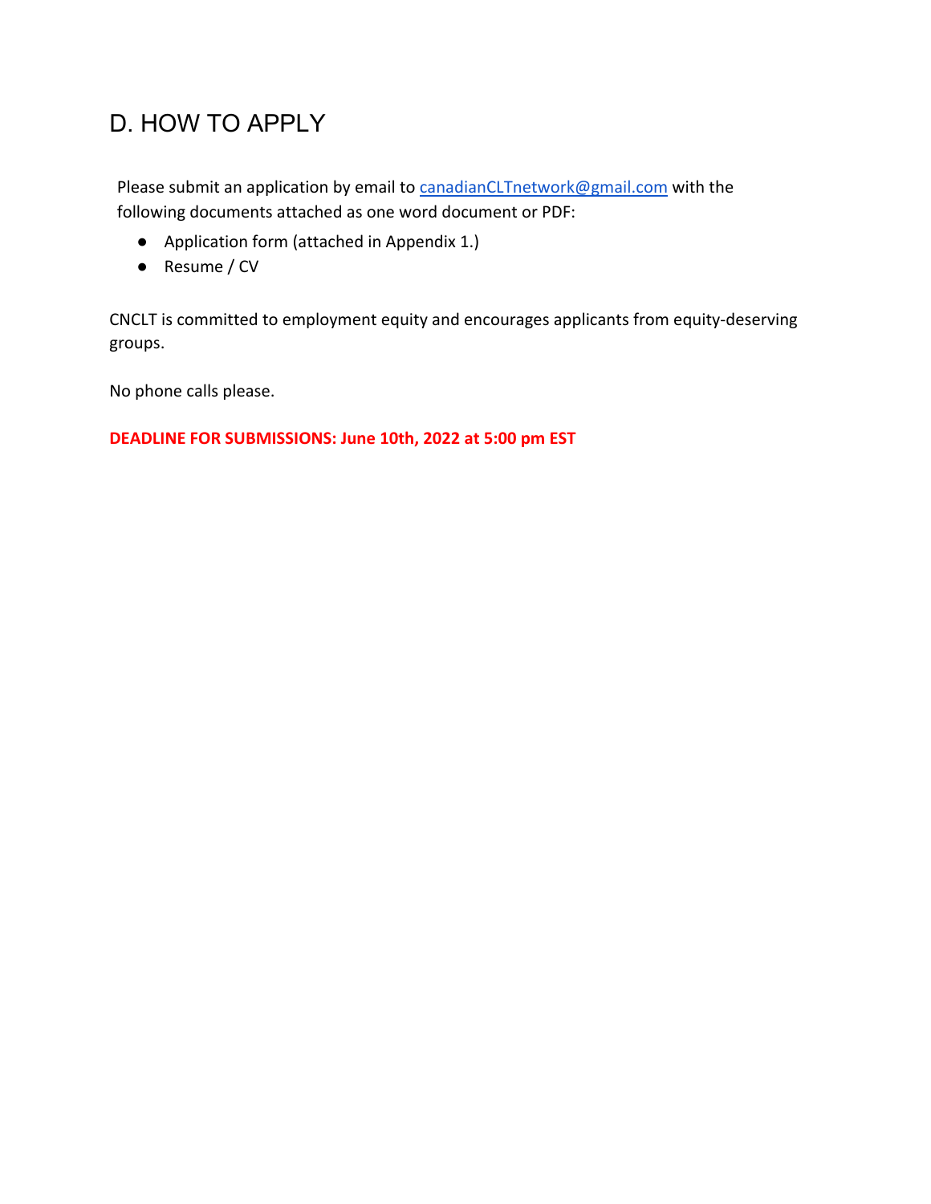# D. HOW TO APPLY

Please submit an application by email to canadianCLTnetwork@gmail.com with the following documents attached as one word document or PDF:

- Application form (attached in Appendix 1.)
- Resume / CV

CNCLT is committed to employment equity and encourages applicants from equity-deserving groups.

No phone calls please.

**DEADLINE FOR SUBMISSIONS: June 10th, 2022 at 5:00 pm EST**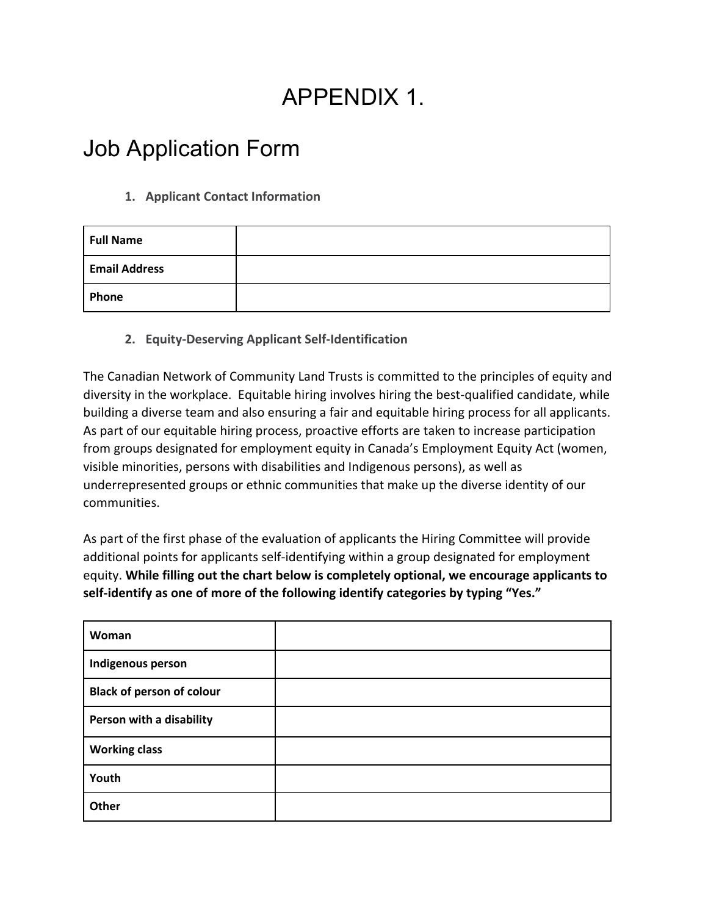# APPENDIX 1.

## Job Application Form

### 1. Applicant Contact Information

| | |
|---|---|
| **Full Name** | |
| **Email Address** | |
| **Phone** | |

### 2. Equity-Deserving Applicant Self-Identification

The Canadian Network of Community Land Trusts is committed to the principles of equity and diversity in the workplace. Equitable hiring involves hiring the best-qualified candidate, while building a diverse team and also ensuring a fair and equitable hiring process for all applicants. As part of our equitable hiring process, proactive efforts are taken to increase participation from groups designated for employment equity in Canada's Employment Equity Act (women, visible minorities, persons with disabilities and Indigenous persons), as well as underrepresented groups or ethnic communities that make up the diverse identity of our communities.

As part of the first phase of the evaluation of applicants the Hiring Committee will provide additional points for applicants self-identifying within a group designated for employment equity. **While filling out the chart below is completely optional, we encourage applicants to self-identify as one of more of the following identify categories by typing "Yes."**

| | |
|---|---|
| **Woman** | |
| **Indigenous person** | |
| **Black of person of colour** | |
| **Person with a disability** | |
| **Working class** | |
| **Youth** | |
| **Other** | |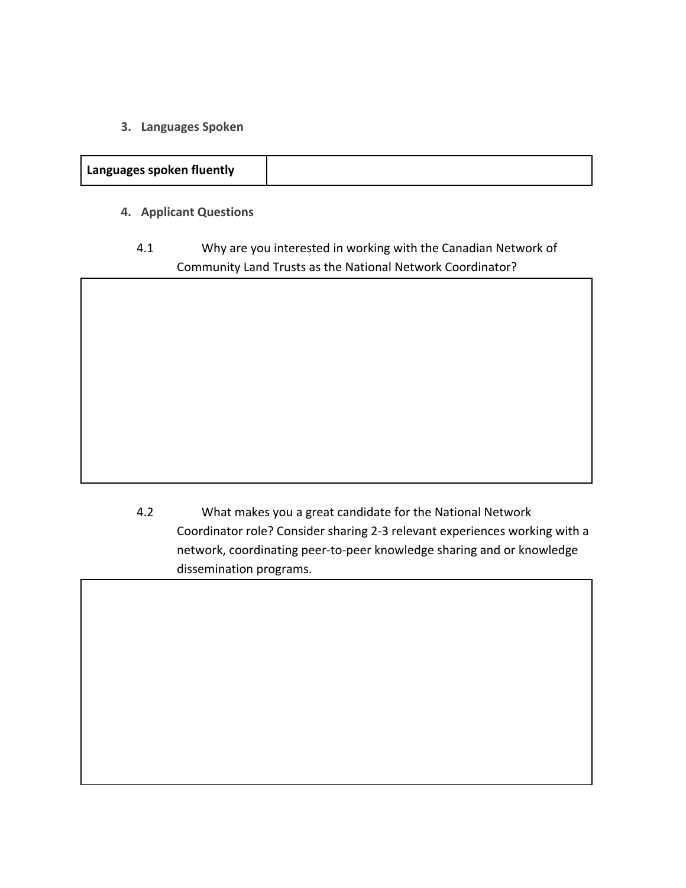## 3. Languages Spoken

| Languages spoken fluently | |
|---|---|

## 4. Applicant Questions

4.1 Why are you interested in working with the Canadian Network of Community Land Trusts as the National Network Coordinator?

| |
|---|
| |

4.2 What makes you a great candidate for the National Network Coordinator role? Consider sharing 2-3 relevant experiences working with a network, coordinating peer-to-peer knowledge sharing and or knowledge dissemination programs.

| |
|---|
| |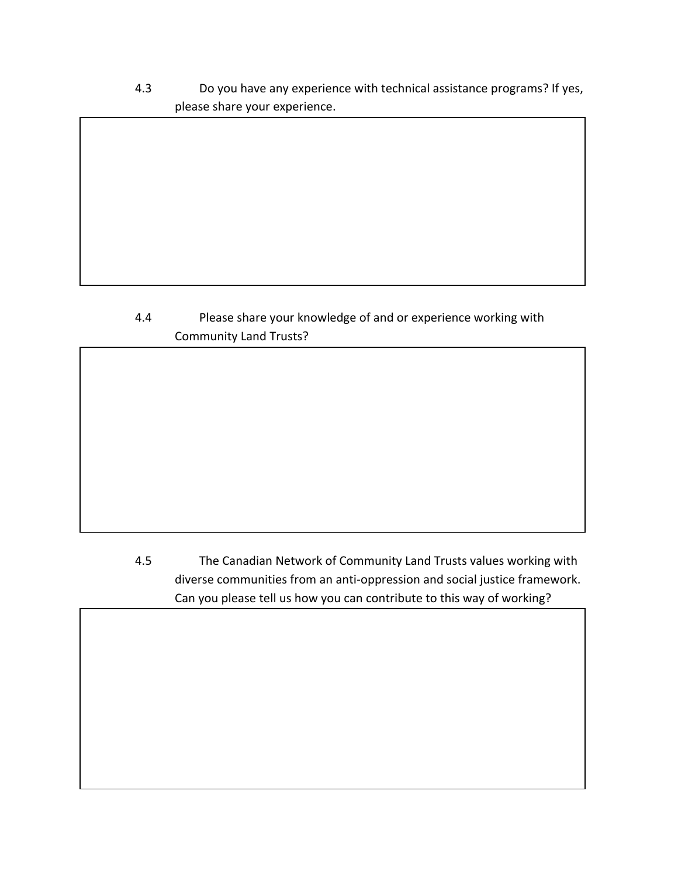4.3 Do you have any experience with technical assistance programs? If yes, please share your experience.

4.4 Please share your knowledge of and or experience working with Community Land Trusts?

4.5 The Canadian Network of Community Land Trusts values working with diverse communities from an anti-oppression and social justice framework. Can you please tell us how you can contribute to this way of working?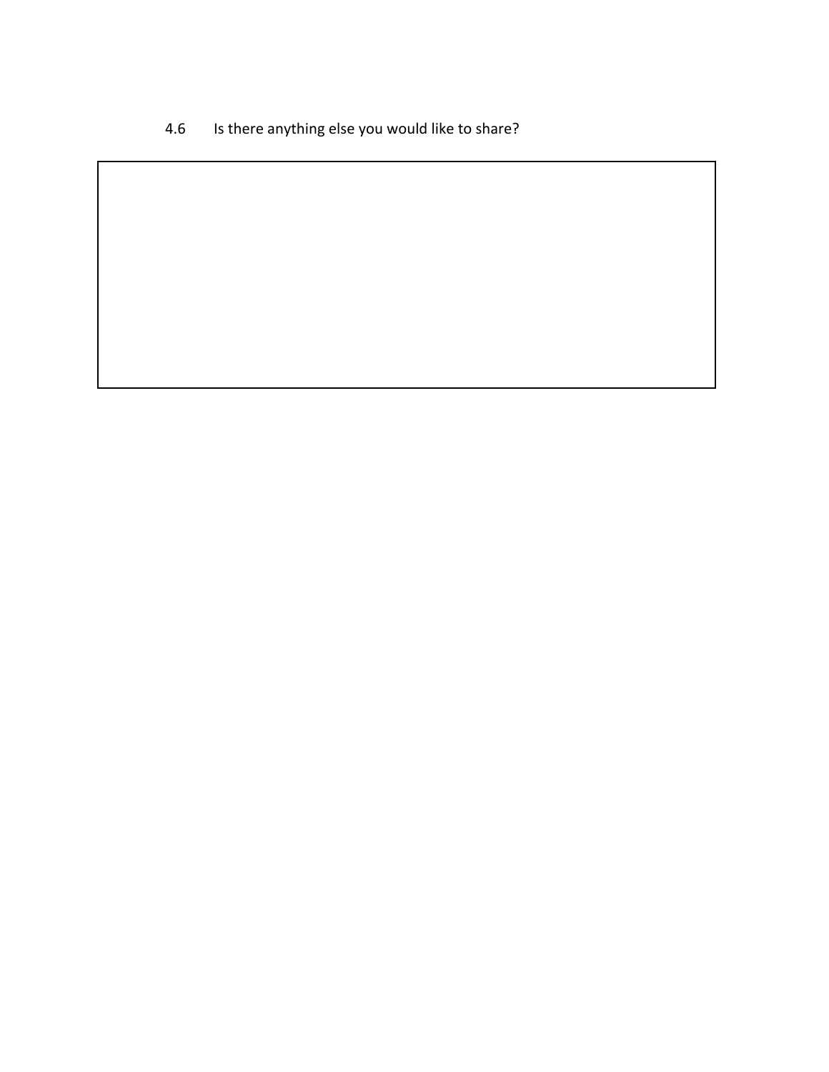4.6 Is there anything else you would like to share?